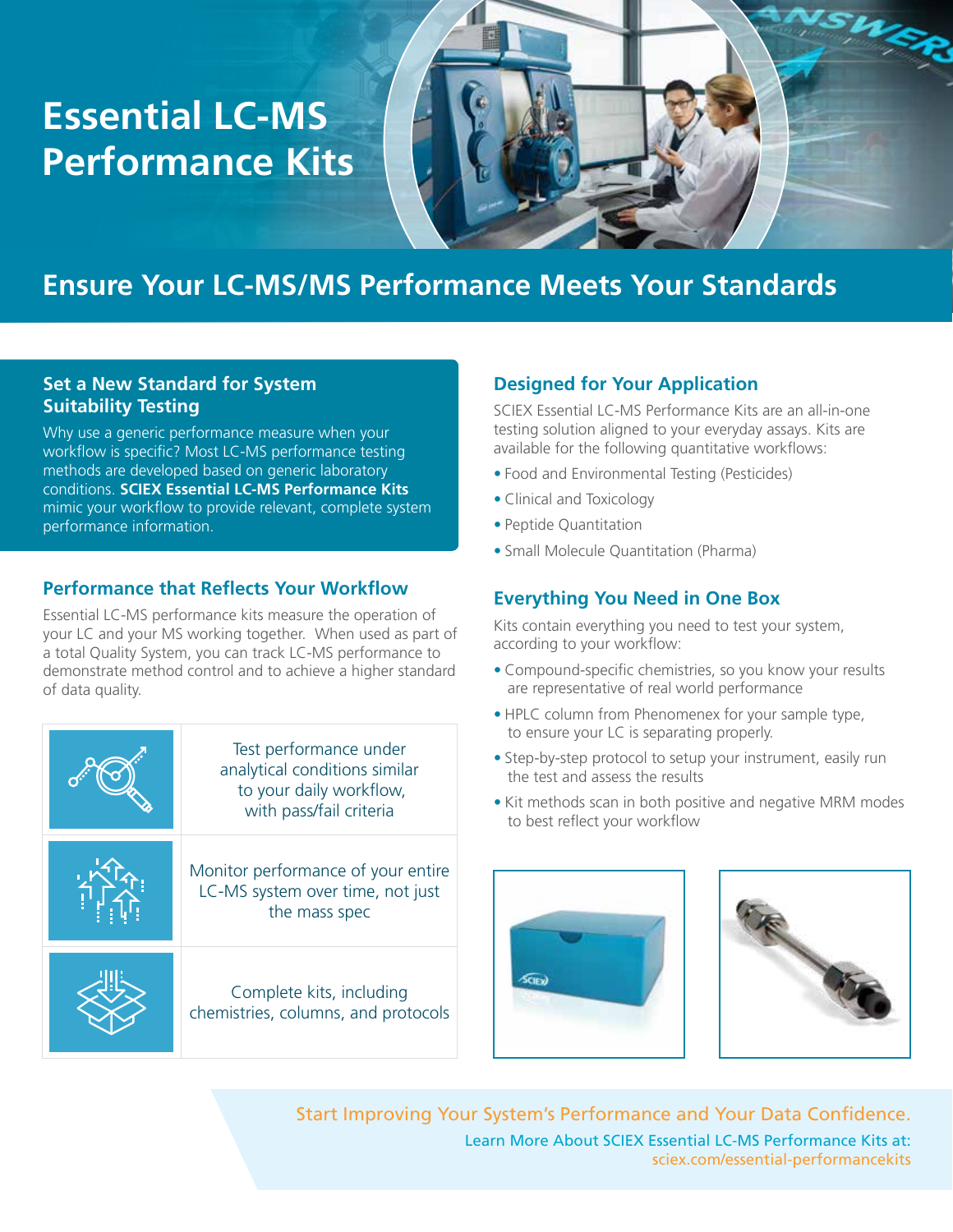# Essential LC-MS Performance Kits

## Ensure Your LC-MS/MS Performance Meets Your Standards

### Set a New Standard for System Suitability Testing

Why use a generic performance measure when your workflow is specific? Most LC-MS performance testing methods are developed based on generic laboratory conditions. **SCIEX Essential LC-MS Performance Kits** mimic your workflow to provide relevant, complete system performance information.

### Performance that Reflects Your Workflow

Essential LC-MS performance kits measure the operation of your LC and your MS working together. When used as part of a total Quality System, you can track LC-MS performance to demonstrate method control and to achieve a higher standard of data quality.

- Test performance under analytical conditions similar to your daily workflow, with pass/fail criteria
- Monitor performance of your entire LC-MS system over time, not just the mass spec
- Complete kits, including chemistries, columns, and protocols

### Designed for Your Application

SCIEX Essential LC-MS Performance Kits are an all-in-one testing solution aligned to your everyday assays. Kits are available for the following quantitative workflows:

- Food and Environmental Testing (Pesticides)
- Clinical and Toxicology
- Peptide Quantitation
- Small Molecule Quantitation (Pharma)

### Everything You Need in One Box

Kits contain everything you need to test your system, according to your workflow:

- Compound-specific chemistries, so you know your results are representative of real world performance
- HPLC column from Phenomenex for your sample type, to ensure your LC is separating properly.
- Step-by-step protocol to setup your instrument, easily run the test and assess the results
- Kit methods scan in both positive and negative MRM modes to best reflect your workflow

Start Improving Your System's Performance and Your Data Confidence.

Learn More About SCIEX Essential LC-MS Performance Kits at:
sciex.com/essential-performancekits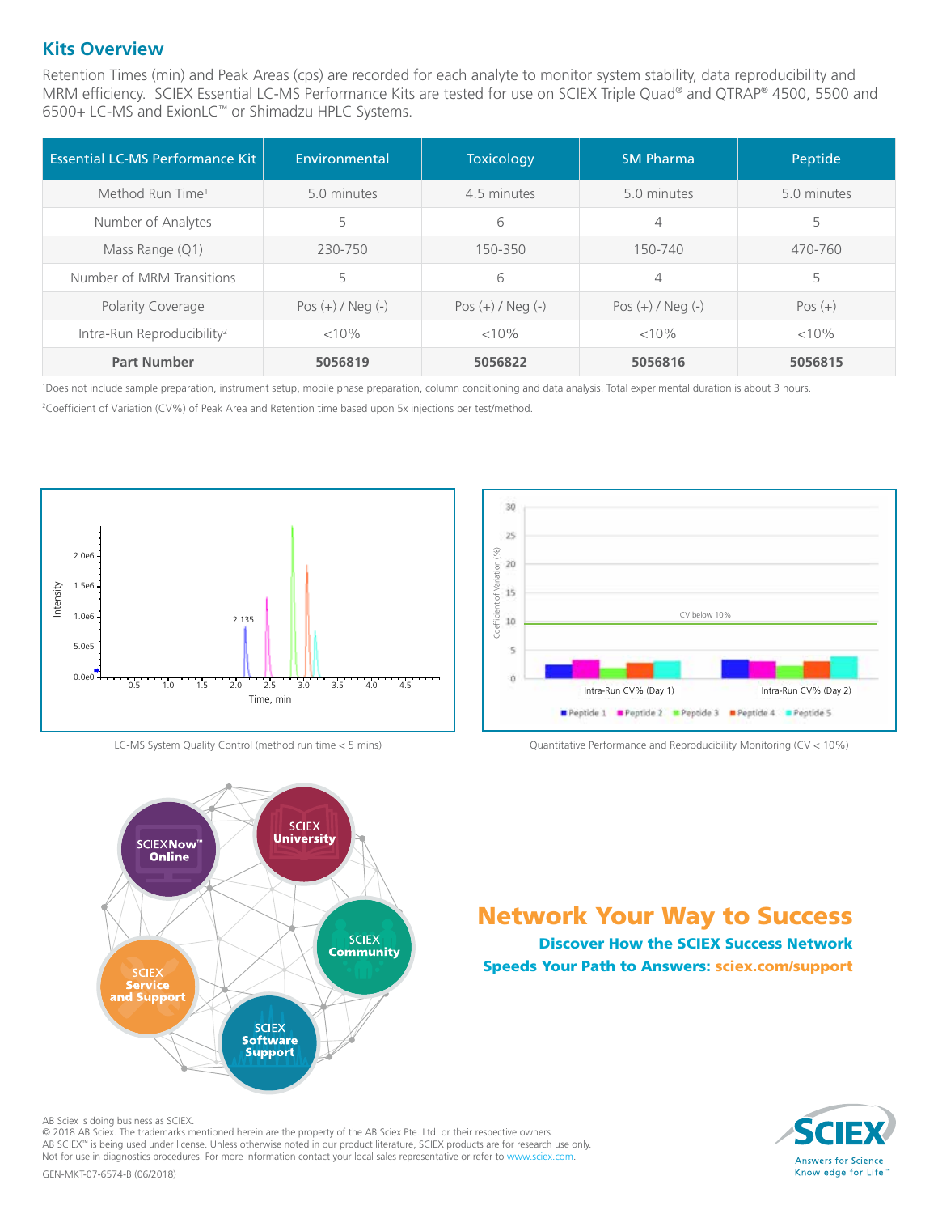## Kits Overview

Retention Times (min) and Peak Areas (cps) are recorded for each analyte to monitor system stability, data reproducibility and MRM efficiency. SCIEX Essential LC-MS Performance Kits are tested for use on SCIEX Triple Quad® and QTRAP® 4500, 5500 and 6500+ LC-MS and ExionLC™ or Shimadzu HPLC Systems.

| Essential LC-MS Performance Kit | Environmental | Toxicology | SM Pharma | Peptide |
|---|---|---|---|---|
| Method Run Time[1] | 5.0 minutes | 4.5 minutes | 5.0 minutes | 5.0 minutes |
| Number of Analytes | 5 | 6 | 4 | 5 |
| Mass Range (Q1) | 230-750 | 150-350 | 150-740 | 470-760 |
| Number of MRM Transitions | 5 | 6 | 4 | 5 |
| Polarity Coverage | Pos (+) / Neg (-) | Pos (+) / Neg (-) | Pos (+) / Neg (-) | Pos (+) |
| Intra-Run Reproducibility[2] | <10% | <10% | <10% | <10% |
| **Part Number** | **5056819** | **5056822** | **5056816** | **5056815** |

[1]Does not include sample preparation, instrument setup, mobile phase preparation, column conditioning and data analysis. Total experimental duration is about 3 hours.

[2]Coefficient of Variation (CV%) of Peak Area and Retention time based upon 5x injections per test/method.

Intensity
2.0e6
1.5e6
1.0e6
5.0e5
0.0e0
2.135
0.5 1.0 1.5 2.0 2.5 3.0 3.5 4.0 4.5
Time, min

LC-MS System Quality Control (method run time < 5 mins)

Coefficient of Variation (%)
30
25
20
15
10
5
0
CV below 10%
Intra-Run CV% (Day 1)
Intra-Run CV% (Day 2)
Peptide 1 Peptide 2 Peptide 3 Peptide 4 Peptide 5

Quantitative Performance and Reproducibility Monitoring (CV < 10%)

SCIEXNow™ Online
SCIEX University
SCIEX Community
SCIEX Service and Support
SCIEX Software Support

## Network Your Way to Success

**Discover How the SCIEX Success Network Speeds Your Path to Answers: sciex.com/support**

AB Sciex is doing business as SCIEX.
© 2018 AB Sciex. The trademarks mentioned herein are the property of the AB Sciex Pte. Ltd. or their respective owners.
AB SCIEX™ is being used under license. Unless otherwise noted in our product literature, SCIEX products are for research use only. Not for use in diagnostics procedures. For more information contact your local sales representative or refer to www.sciex.com.

GEN-MKT-07-6574-B (06/2018)

SCIEX
Answers for Science. Knowledge for Life.™